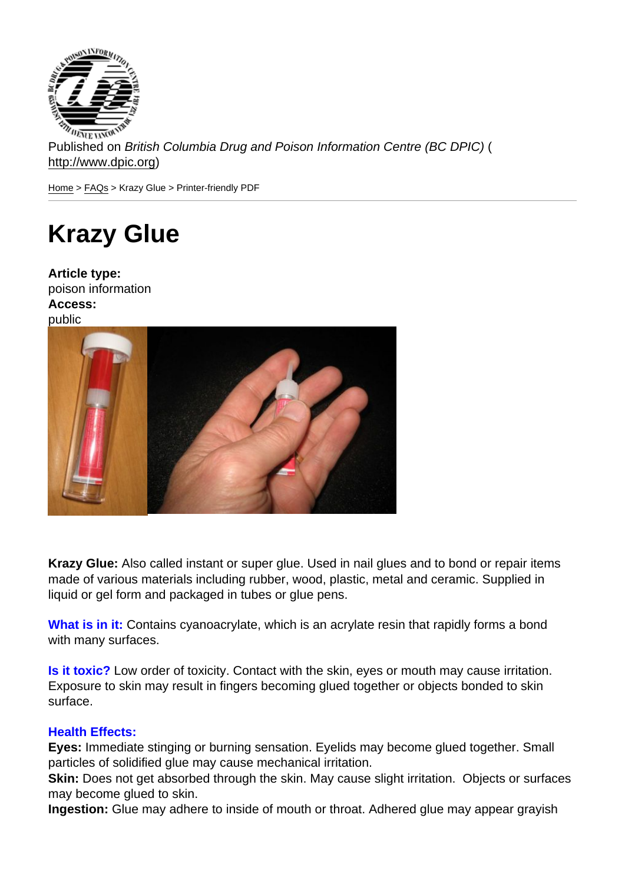Published on *British Columbia Drug and Poison Information Centre (BC DPIC)* (http://www.dpic.org)

Home > FAQs > Krazy Glue > Printer-friendly PDF

# Krazy Glue

**Article type:**
poison information
**Access:**
public

**Krazy Glue:** Also called instant or super glue. Used in nail glues and to bond or repair items made of various materials including rubber, wood, plastic, metal and ceramic. Supplied in liquid or gel form and packaged in tubes or glue pens.

**What is in it:** Contains cyanoacrylate, which is an acrylate resin that rapidly forms a bond with many surfaces.

**Is it toxic?** Low order of toxicity. Contact with the skin, eyes or mouth may cause irritation. Exposure to skin may result in fingers becoming glued together or objects bonded to skin surface.

**Health Effects:**
**Eyes:** Immediate stinging or burning sensation. Eyelids may become glued together. Small particles of solidified glue may cause mechanical irritation.
**Skin:** Does not get absorbed through the skin. May cause slight irritation. Objects or surfaces may become glued to skin.
**Ingestion:** Glue may adhere to inside of mouth or throat. Adhered glue may appear grayish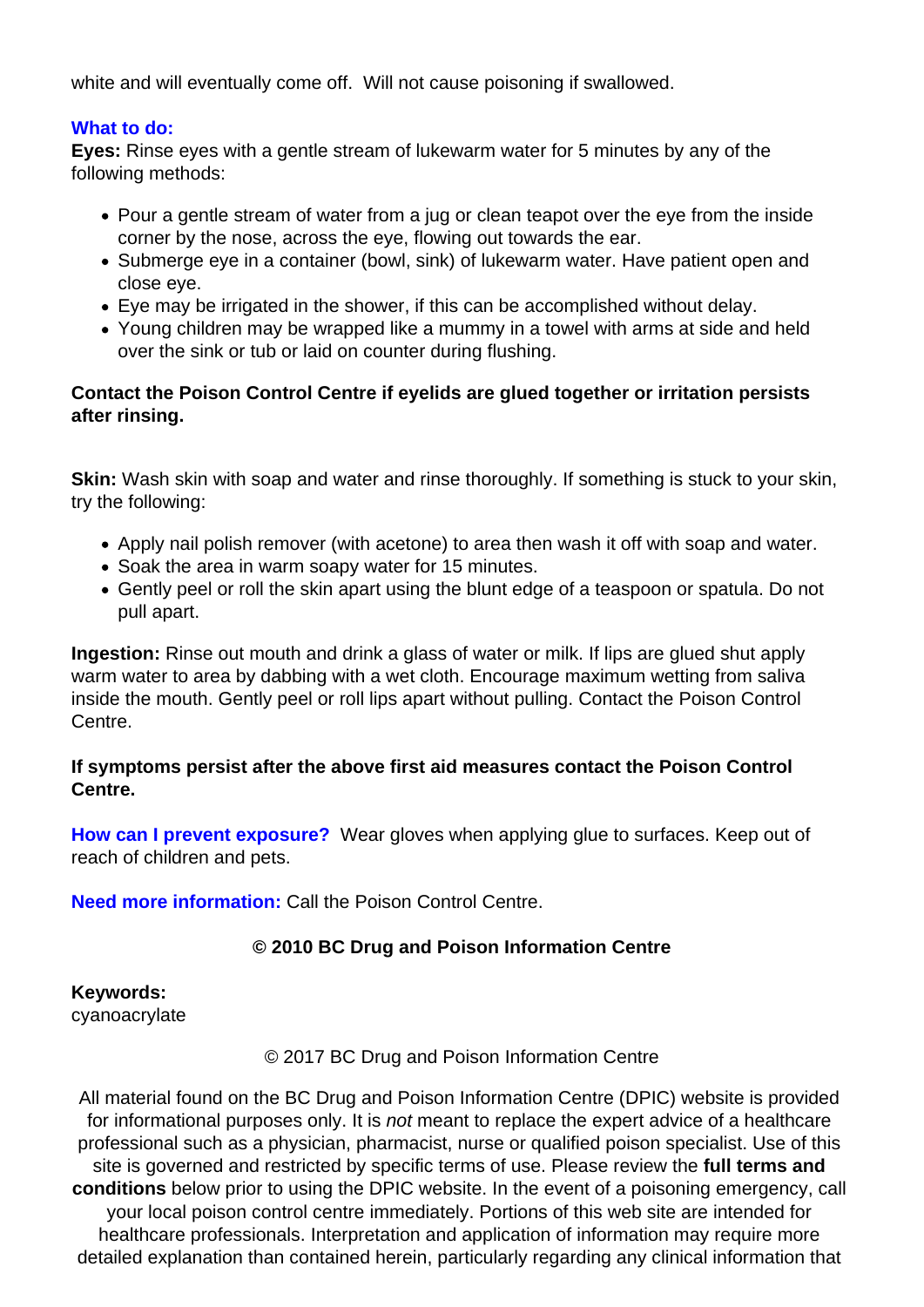white and will eventually come off. Will not cause poisoning if swallowed.

**What to do:**

**Eyes:** Rinse eyes with a gentle stream of lukewarm water for 5 minutes by any of the following methods:

- Pour a gentle stream of water from a jug or clean teapot over the eye from the inside corner by the nose, across the eye, flowing out towards the ear.
- Submerge eye in a container (bowl, sink) of lukewarm water. Have patient open and close eye.
- Eye may be irrigated in the shower, if this can be accomplished without delay.
- Young children may be wrapped like a mummy in a towel with arms at side and held over the sink or tub or laid on counter during flushing.

**Contact the Poison Control Centre if eyelids are glued together or irritation persists after rinsing.**

**Skin:** Wash skin with soap and water and rinse thoroughly. If something is stuck to your skin, try the following:

- Apply nail polish remover (with acetone) to area then wash it off with soap and water.
- Soak the area in warm soapy water for 15 minutes.
- Gently peel or roll the skin apart using the blunt edge of a teaspoon or spatula. Do not pull apart.

**Ingestion:** Rinse out mouth and drink a glass of water or milk. If lips are glued shut apply warm water to area by dabbing with a wet cloth. Encourage maximum wetting from saliva inside the mouth. Gently peel or roll lips apart without pulling. Contact the Poison Control Centre.

**If symptoms persist after the above first aid measures contact the Poison Control Centre.**

**How can I prevent exposure?** Wear gloves when applying glue to surfaces. Keep out of reach of children and pets.

**Need more information:** Call the Poison Control Centre.

**© 2010 BC Drug and Poison Information Centre**

**Keywords:**
cyanoacrylate

© 2017 BC Drug and Poison Information Centre

All material found on the BC Drug and Poison Information Centre (DPIC) website is provided for informational purposes only. It is *not* meant to replace the expert advice of a healthcare professional such as a physician, pharmacist, nurse or qualified poison specialist. Use of this site is governed and restricted by specific terms of use. Please review the **full terms and conditions** below prior to using the DPIC website. In the event of a poisoning emergency, call your local poison control centre immediately. Portions of this web site are intended for healthcare professionals. Interpretation and application of information may require more detailed explanation than contained herein, particularly regarding any clinical information that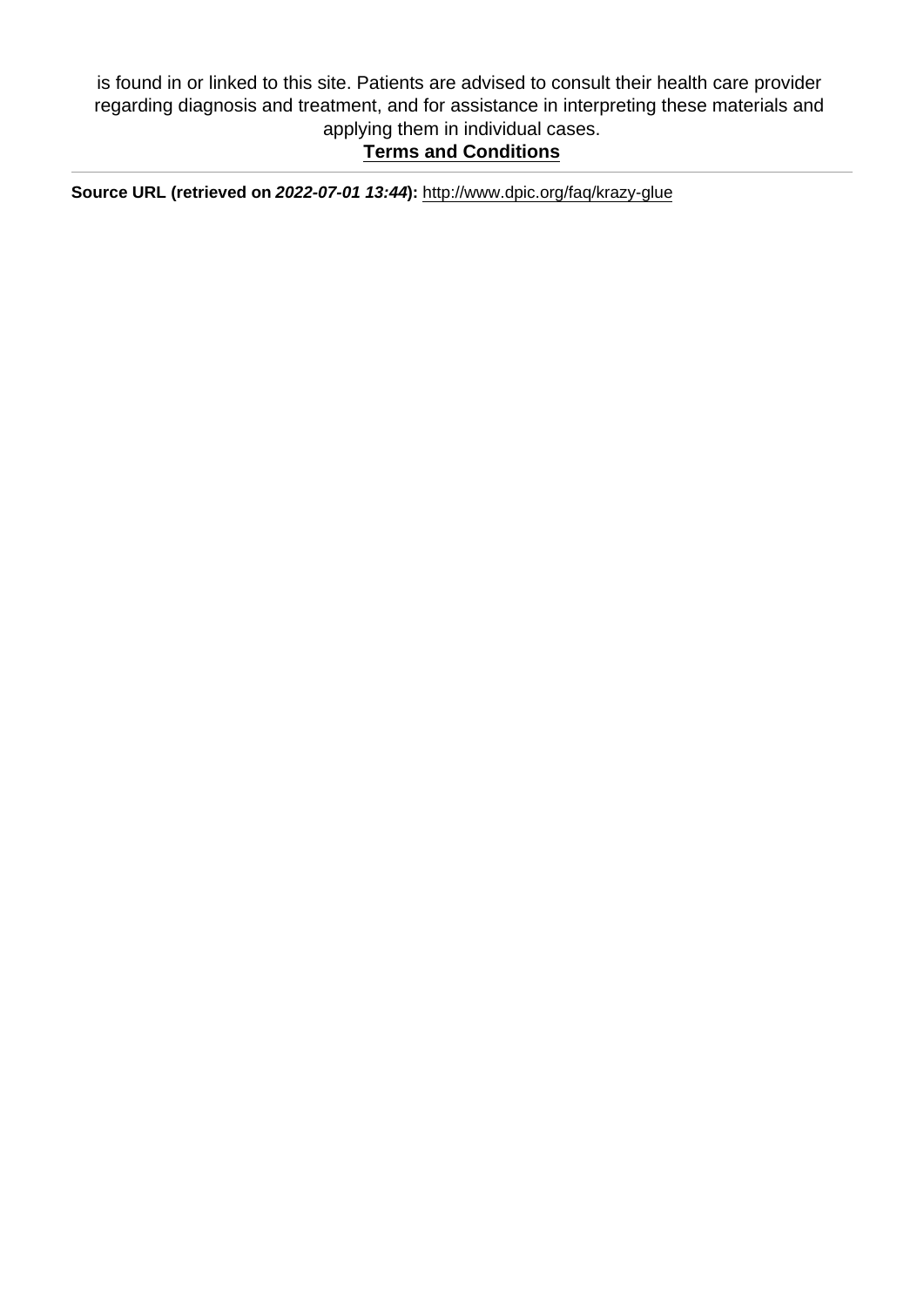is found in or linked to this site. Patients are advised to consult their health care provider regarding diagnosis and treatment, and for assistance in interpreting these materials and applying them in individual cases.

**Terms and Conditions**

---

**Source URL (retrieved on *2022-07-01 13:44*):** http://www.dpic.org/faq/krazy-glue